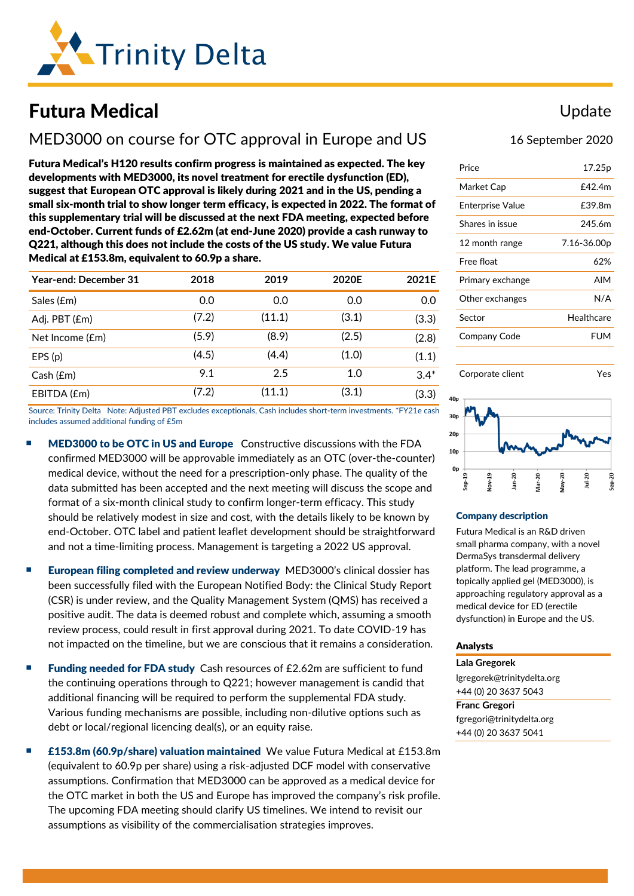Trinity Delta

# Futura Medical

Update

## MED3000 on course for OTC approval in Europe and US

16 September 2020

**Futura Medical's H120 results confirm progress is maintained as expected. The key developments with MED3000, its novel treatment for erectile dysfunction (ED), suggest that European OTC approval is likely during 2021 and in the US, pending a small six-month trial to show longer term efficacy, is expected in 2022. The format of this supplementary trial will be discussed at the next FDA meeting, expected before end-October. Current funds of £2.62m (at end-June 2020) provide a cash runway to Q221, although this does not include the costs of the US study. We value Futura Medical at £153.8m, equivalent to 60.9p a share.**

| Year-end: December 31 | 2018 | 2019 | 2020E | 2021E |
|---|---|---|---|---|
| Sales (£m) | 0.0 | 0.0 | 0.0 | 0.0 |
| Adj. PBT (£m) | (7.2) | (11.1) | (3.1) | (3.3) |
| Net Income (£m) | (5.9) | (8.9) | (2.5) | (2.8) |
| EPS (p) | (4.5) | (4.4) | (1.0) | (1.1) |
| Cash (£m) | 9.1 | 2.5 | 1.0 | 3.4* |
| EBITDA (£m) | (7.2) | (11.1) | (3.1) | (3.3) |

Source: Trinity Delta Note: Adjusted PBT excludes exceptionals, Cash includes short-term investments. *FY21e cash includes assumed additional funding of £5m

- **MED3000 to be OTC in US and Europe** Constructive discussions with the FDA confirmed MED3000 will be approvable immediately as an OTC (over-the-counter) medical device, without the need for a prescription-only phase. The quality of the data submitted has been accepted and the next meeting will discuss the scope and format of a six-month clinical study to confirm longer-term efficacy. This study should be relatively modest in size and cost, with the details likely to be known by end-October. OTC label and patient leaflet development should be straightforward and not a time-limiting process. Management is targeting a 2022 US approval.

- **European filing completed and review underway** MED3000's clinical dossier has been successfully filed with the European Notified Body: the Clinical Study Report (CSR) is under review, and the Quality Management System (QMS) has received a positive audit. The data is deemed robust and complete which, assuming a smooth review process, could result in first approval during 2021. To date COVID-19 has not impacted on the timeline, but we are conscious that it remains a consideration.

- **Funding needed for FDA study** Cash resources of £2.62m are sufficient to fund the continuing operations through to Q221; however management is candid that additional financing will be required to perform the supplemental FDA study. Various funding mechanisms are possible, including non-dilutive options such as debt or local/regional licencing deal(s), or an equity raise.

- **£153.8m (60.9p/share) valuation maintained** We value Futura Medical at £153.8m (equivalent to 60.9p per share) using a risk-adjusted DCF model with conservative assumptions. Confirmation that MED3000 can be approved as a medical device for the OTC market in both the US and Europe has improved the company's risk profile. The upcoming FDA meeting should clarify US timelines. We intend to revisit our assumptions as visibility of the commercialisation strategies improves.

| | |
|---|---|
| Price | 17.25p |
| Market Cap | £42.4m |
| Enterprise Value | £39.8m |
| Shares in issue | 245.6m |
| 12 month range | 7.16-36.00p |
| Free float | 62% |
| Primary exchange | AIM |
| Other exchanges | N/A |
| Sector | Healthcare |
| Company Code | FUM |
| Corporate client | Yes |

### Company description

Futura Medical is an R&D driven small pharma company, with a novel DermaSys transdermal delivery platform. The lead programme, a topically applied gel (MED3000), is approaching regulatory approval as a medical device for ED (erectile dysfunction) in Europe and the US.

### Analysts

**Lala Gregorek**
lgregorek@trinitydelta.org
+44 (0) 20 3637 5043

**Franc Gregori**
fgregori@trinitydelta.org
+44 (0) 20 3637 5041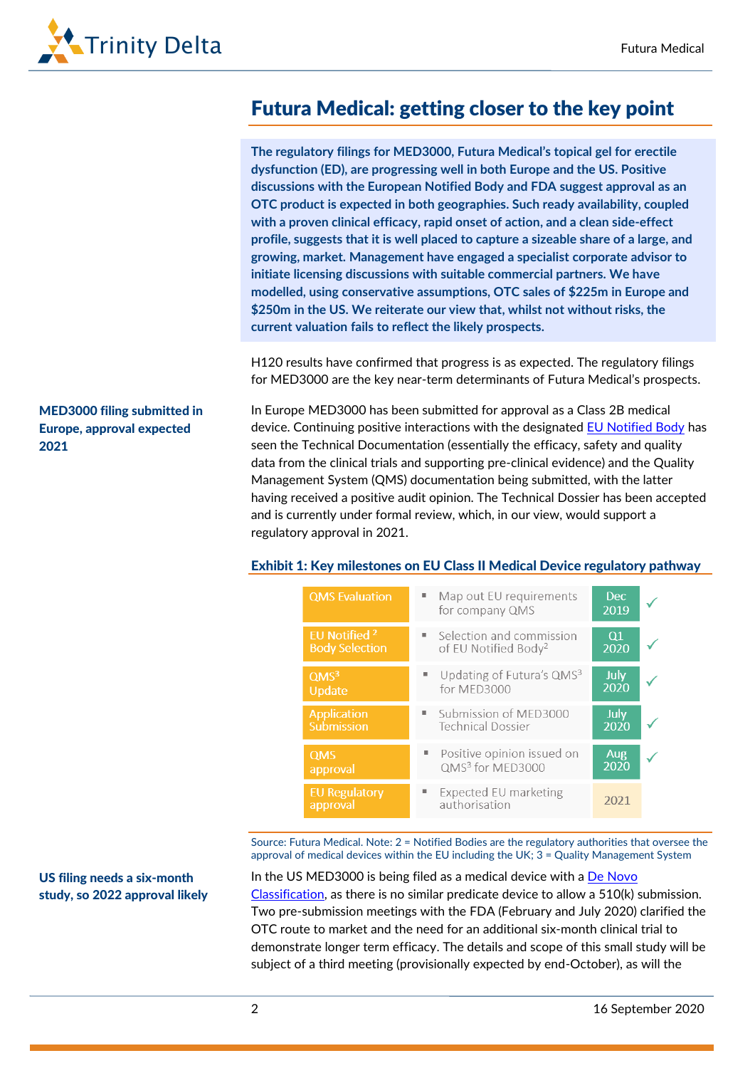# Futura Medical: getting closer to the key point

**The regulatory filings for MED3000, Futura Medical's topical gel for erectile dysfunction (ED), are progressing well in both Europe and the US. Positive discussions with the European Notified Body and FDA suggest approval as an OTC product is expected in both geographies. Such ready availability, coupled with a proven clinical efficacy, rapid onset of action, and a clean side-effect profile, suggests that it is well placed to capture a sizeable share of a large, and growing, market. Management have engaged a specialist corporate advisor to initiate licensing discussions with suitable commercial partners. We have modelled, using conservative assumptions, OTC sales of $225m in Europe and $250m in the US. We reiterate our view that, whilst not without risks, the current valuation fails to reflect the likely prospects.**

H120 results have confirmed that progress is as expected. The regulatory filings for MED3000 are the key near-term determinants of Futura Medical's prospects.

**MED3000 filing submitted in Europe, approval expected 2021**

In Europe MED3000 has been submitted for approval as a Class 2B medical device. Continuing positive interactions with the designated EU Notified Body has seen the Technical Documentation (essentially the efficacy, safety and quality data from the clinical trials and supporting pre-clinical evidence) and the Quality Management System (QMS) documentation being submitted, with the latter having received a positive audit opinion. The Technical Dossier has been accepted and is currently under formal review, which, in our view, would support a regulatory approval in 2021.

**Exhibit 1: Key milestones on EU Class II Medical Device regulatory pathway**

| Milestone | Description | Date | Status |
|---|---|---|---|
| QMS Evaluation | Map out EU requirements for company QMS | Dec 2019 | ✓ |
| EU Notified [2] Body Selection | Selection and commission of EU Notified Body[2] | Q1 2020 | ✓ |
| QMS[3] Update | Updating of Futura's QMS[3] for MED3000 | July 2020 | ✓ |
| Application Submission | Submission of MED3000 Technical Dossier | July 2020 | ✓ |
| QMS approval | Positive opinion issued on QMS[3] for MED3000 | Aug 2020 | ✓ |
| EU Regulatory approval | Expected EU marketing authorisation | 2021 | |

Source: Futura Medical. Note: 2 = Notified Bodies are the regulatory authorities that oversee the approval of medical devices within the EU including the UK; 3 = Quality Management System

**US filing needs a six-month study, so 2022 approval likely**

In the US MED3000 is being filed as a medical device with a De Novo Classification, as there is no similar predicate device to allow a 510(k) submission. Two pre-submission meetings with the FDA (February and July 2020) clarified the OTC route to market and the need for an additional six-month clinical trial to demonstrate longer term efficacy. The details and scope of this small study will be subject of a third meeting (provisionally expected by end-October), as will the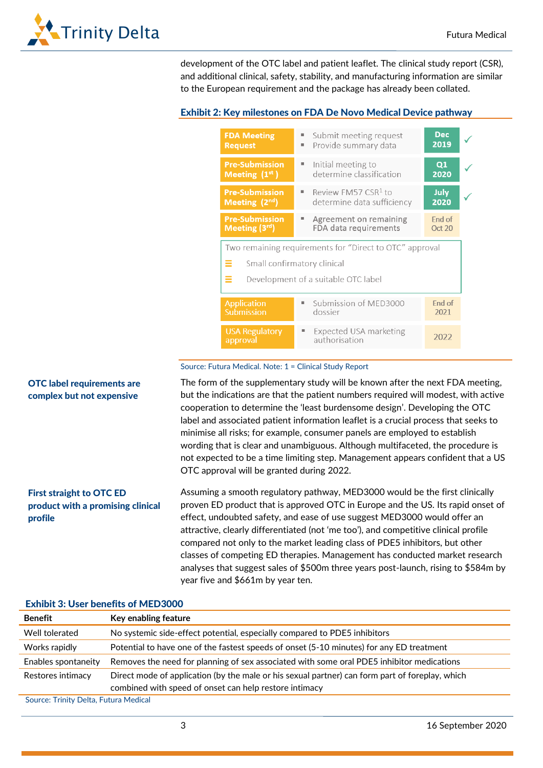development of the OTC label and patient leaflet. The clinical study report (CSR), and additional clinical, safety, stability, and manufacturing information are similar to the European requirement and the package has already been collated.

**Exhibit 2: Key milestones on FDA De Novo Medical Device pathway**

| Milestone | Description | Timing | Status |
|---|---|---|---|
| FDA Meeting Request | ▪ Submit meeting request ▪ Provide summary data | Dec 2019 | ✓ |
| Pre-Submission Meeting (1st) | ▪ Initial meeting to determine classification | Q1 2020 | ✓ |
| Pre-Submission Meeting (2nd) | ▪ Review FM57 CSR[1] to determine data sufficiency | July 2020 | ✓ |
| Pre-Submission Meeting (3rd) | ▪ Agreement on remaining FDA data requirements | End of Oct 20 | |
| Two remaining requirements for "Direct to OTC" approval: Small confirmatory clinical; Development of a suitable OTC label | | | |
| Application Submission | ▪ Submission of MED3000 dossier | End of 2021 | |
| USA Regulatory approval | ▪ Expected USA marketing authorisation | 2022 | |

Source: Futura Medical. Note: 1 = Clinical Study Report

**OTC label requirements are complex but not expensive**

The form of the supplementary study will be known after the next FDA meeting, but the indications are that the patient numbers required will modest, with active cooperation to determine the 'least burdensome design'. Developing the OTC label and associated patient information leaflet is a crucial process that seeks to minimise all risks; for example, consumer panels are employed to establish wording that is clear and unambiguous. Although multifaceted, the procedure is not expected to be a time limiting step. Management appears confident that a US OTC approval will be granted during 2022.

**First straight to OTC ED product with a promising clinical profile**

Assuming a smooth regulatory pathway, MED3000 would be the first clinically proven ED product that is approved OTC in Europe and the US. Its rapid onset of effect, undoubted safety, and ease of use suggest MED3000 would offer an attractive, clearly differentiated (not 'me too'), and competitive clinical profile compared not only to the market leading class of PDE5 inhibitors, but other classes of competing ED therapies. Management has conducted market research analyses that suggest sales of $500m three years post-launch, rising to $584m by year five and $661m by year ten.

**Exhibit 3: User benefits of MED3000**

| Benefit | Key enabling feature |
|---|---|
| Well tolerated | No systemic side-effect potential, especially compared to PDE5 inhibitors |
| Works rapidly | Potential to have one of the fastest speeds of onset (5-10 minutes) for any ED treatment |
| Enables spontaneity | Removes the need for planning of sex associated with some oral PDE5 inhibitor medications |
| Restores intimacy | Direct mode of application (by the male or his sexual partner) can form part of foreplay, which combined with speed of onset can help restore intimacy |

Source: Trinity Delta, Futura Medical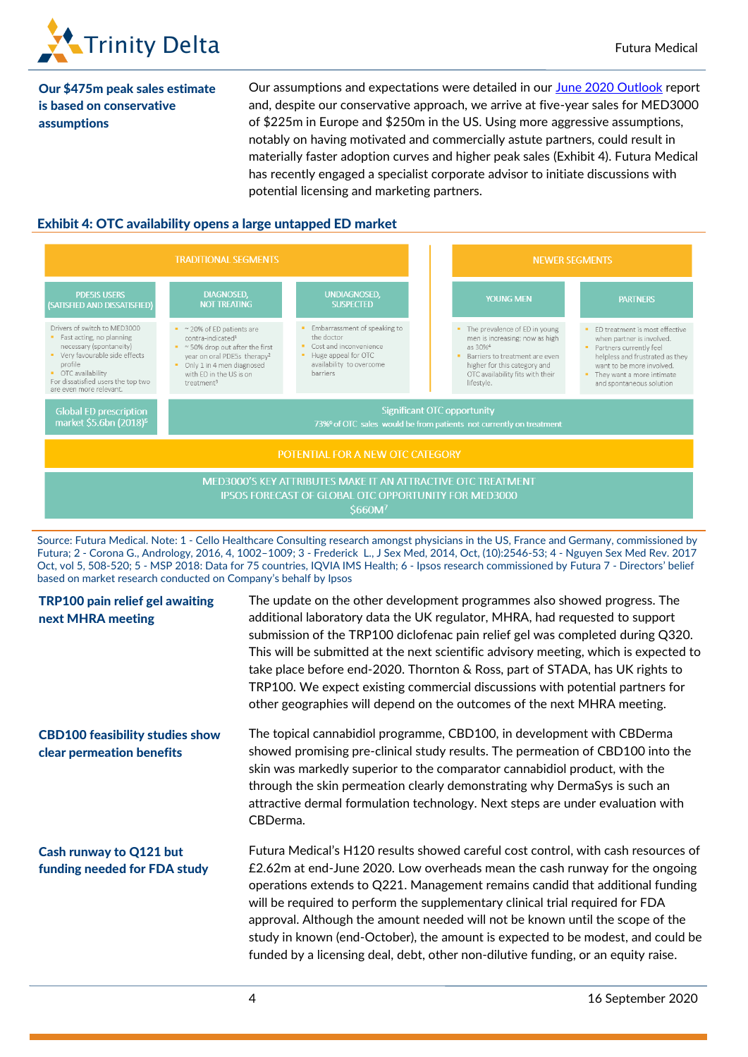**Our $475m peak sales estimate is based on conservative assumptions**

Our assumptions and expectations were detailed in our June 2020 Outlook report and, despite our conservative approach, we arrive at five-year sales for MED3000 of $225m in Europe and $250m in the US. Using more aggressive assumptions, notably on having motivated and commercially astute partners, could result in materially faster adoption curves and higher peak sales (Exhibit 4). Futura Medical has recently engaged a specialist corporate advisor to initiate discussions with potential licensing and marketing partners.

**Exhibit 4: OTC availability opens a large untapped ED market**

TRADITIONAL SEGMENTS

- **PDE5IS USERS (SATISFIED AND DISSATISFIED)**: Drivers of switch to MED3000
  - Fast acting, no planning necessary (spontaneity)
  - Very favourable side effects profile
  - OTC availability

  For dissatisfied users the top two are even more relevant.
- **DIAGNOSED, NOT TREATING**
  - ~ 20% of ED patients are contra-indicated[1]
  - ~ 50% drop out after the first year on oral PDE5s therapy[2]
  - Only 1 in 4 men diagnosed with ED in the US is on treatment[3]
- **UNDIAGNOSED, SUSPECTED**
  - Embarrassment of speaking to the doctor
  - Cost and inconvenience
  - Huge appeal for OTC availability to overcome barriers

NEWER SEGMENTS

- **YOUNG MEN**
  - The prevalence of ED in young men is increasing; now as high as 30%[4]
  - Barriers to treatment are even higher for this category and OTC availability fits with their lifestyle.
- **PARTNERS**
  - ED treatment is most effective when partner is involved.
  - Partners currently feel helpless and frustrated as they want to be more involved.
  - They want a more intimate and spontaneous solution

Global ED prescription market $5.6bn (2018)[5]

Significant OTC opportunity — 73%[6] of OTC sales would be from patients not currently on treatment

POTENTIAL FOR A NEW OTC CATEGORY

MED3000'S KEY ATTRIBUTES MAKE IT AN ATTRACTIVE OTC TREATMENT
IPSOS FORECAST OF GLOBAL OTC OPPORTUNITY FOR MED3000
$660M[7]

Source: Futura Medical. Note: 1 - Cello Healthcare Consulting research amongst physicians in the US, France and Germany, commissioned by Futura; 2 - Corona G., Andrology, 2016, 4, 1002–1009; 3 - Frederick L., J Sex Med, 2014, Oct, (10):2546-53; 4 - Nguyen Sex Med Rev. 2017 Oct, vol 5, 508-520; 5 - MSP 2018: Data for 75 countries, IQVIA IMS Health; 6 - Ipsos research commissioned by Futura 7 - Directors' belief based on market research conducted on Company's behalf by Ipsos

**TRP100 pain relief gel awaiting next MHRA meeting**

The update on the other development programmes also showed progress. The additional laboratory data the UK regulator, MHRA, had requested to support submission of the TRP100 diclofenac pain relief gel was completed during Q320. This will be submitted at the next scientific advisory meeting, which is expected to take place before end-2020. Thornton & Ross, part of STADA, has UK rights to TRP100. We expect existing commercial discussions with potential partners for other geographies will depend on the outcomes of the next MHRA meeting.

**CBD100 feasibility studies show clear permeation benefits**

The topical cannabidiol programme, CBD100, in development with CBDerma showed promising pre-clinical study results. The permeation of CBD100 into the skin was markedly superior to the comparator cannabidiol product, with the through the skin permeation clearly demonstrating why DermaSys is such an attractive dermal formulation technology. Next steps are under evaluation with CBDerma.

**Cash runway to Q121 but funding needed for FDA study**

Futura Medical's H120 results showed careful cost control, with cash resources of £2.62m at end-June 2020. Low overheads mean the cash runway for the ongoing operations extends to Q221. Management remains candid that additional funding will be required to perform the supplementary clinical trial required for FDA approval. Although the amount needed will not be known until the scope of the study in known (end-October), the amount is expected to be modest, and could be funded by a licensing deal, debt, other non-dilutive funding, or an equity raise.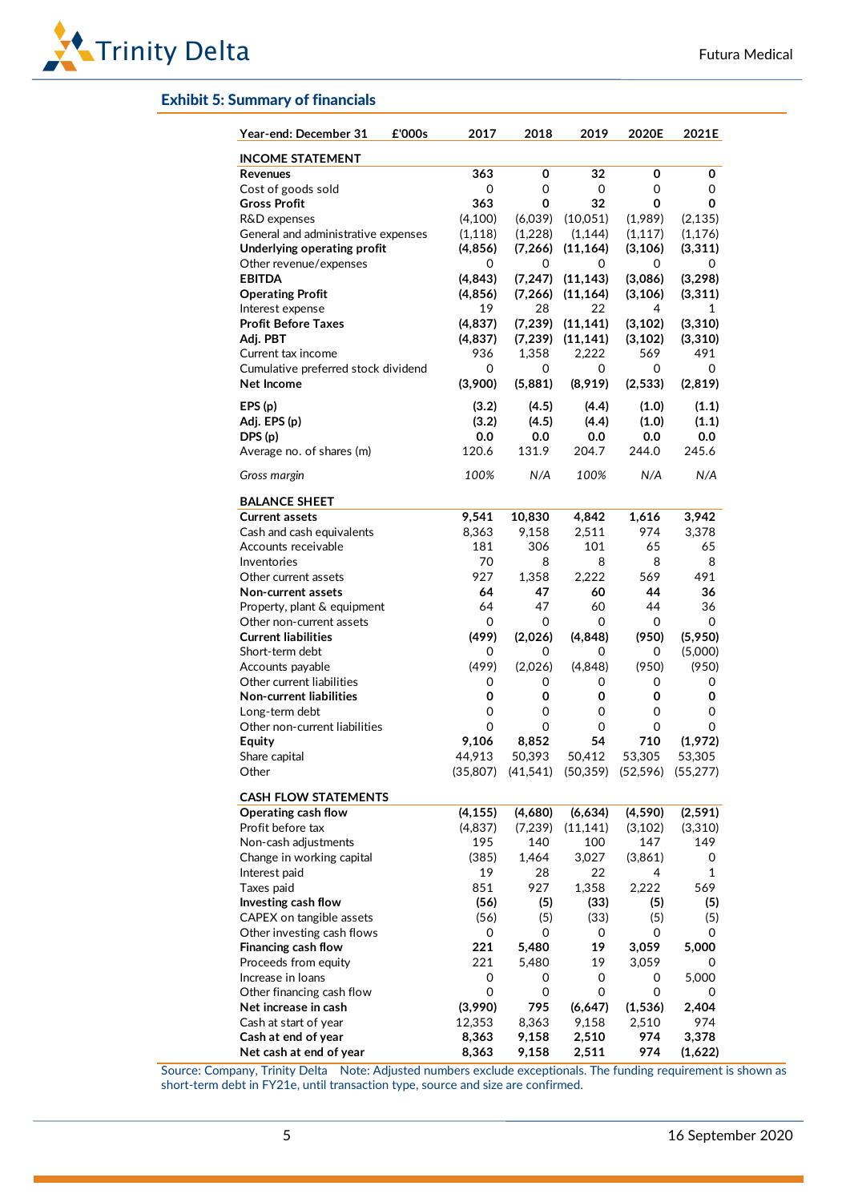## Exhibit 5: Summary of financials

| Year-end: December 31 £'000s | 2017 | 2018 | 2019 | 2020E | 2021E |
|---|---|---|---|---|---|
| **INCOME STATEMENT** | | | | | |
| **Revenues** | **363** | **0** | **32** | **0** | **0** |
| Cost of goods sold | 0 | 0 | 0 | 0 | 0 |
| **Gross Profit** | **363** | **0** | **32** | **0** | **0** |
| R&D expenses | (4,100) | (6,039) | (10,051) | (1,989) | (2,135) |
| General and administrative expenses | (1,118) | (1,228) | (1,144) | (1,117) | (1,176) |
| **Underlying operating profit** | **(4,856)** | **(7,266)** | **(11,164)** | **(3,106)** | **(3,311)** |
| Other revenue/expenses | 0 | 0 | 0 | 0 | 0 |
| **EBITDA** | **(4,843)** | **(7,247)** | **(11,143)** | **(3,086)** | **(3,298)** |
| **Operating Profit** | **(4,856)** | **(7,266)** | **(11,164)** | **(3,106)** | **(3,311)** |
| Interest expense | 19 | 28 | 22 | 4 | 1 |
| **Profit Before Taxes** | **(4,837)** | **(7,239)** | **(11,141)** | **(3,102)** | **(3,310)** |
| **Adj. PBT** | **(4,837)** | **(7,239)** | **(11,141)** | **(3,102)** | **(3,310)** |
| Current tax income | 936 | 1,358 | 2,222 | 569 | 491 |
| Cumulative preferred stock dividend | 0 | 0 | 0 | 0 | 0 |
| **Net Income** | **(3,900)** | **(5,881)** | **(8,919)** | **(2,533)** | **(2,819)** |
| **EPS (p)** | **(3.2)** | **(4.5)** | **(4.4)** | **(1.0)** | **(1.1)** |
| **Adj. EPS (p)** | **(3.2)** | **(4.5)** | **(4.4)** | **(1.0)** | **(1.1)** |
| **DPS (p)** | **0.0** | **0.0** | **0.0** | **0.0** | **0.0** |
| Average no. of shares (m) | 120.6 | 131.9 | 204.7 | 244.0 | 245.6 |
| *Gross margin* | *100%* | *N/A* | *100%* | *N/A* | *N/A* |
| **BALANCE SHEET** | | | | | |
| **Current assets** | **9,541** | **10,830** | **4,842** | **1,616** | **3,942** |
| Cash and cash equivalents | 8,363 | 9,158 | 2,511 | 974 | 3,378 |
| Accounts receivable | 181 | 306 | 101 | 65 | 65 |
| Inventories | 70 | 8 | 8 | 8 | 8 |
| Other current assets | 927 | 1,358 | 2,222 | 569 | 491 |
| **Non-current assets** | **64** | **47** | **60** | **44** | **36** |
| Property, plant & equipment | 64 | 47 | 60 | 44 | 36 |
| Other non-current assets | 0 | 0 | 0 | 0 | 0 |
| **Current liabilities** | **(499)** | **(2,026)** | **(4,848)** | **(950)** | **(5,950)** |
| Short-term debt | 0 | 0 | 0 | 0 | (5,000) |
| Accounts payable | (499) | (2,026) | (4,848) | (950) | (950) |
| Other current liabilities | 0 | 0 | 0 | 0 | 0 |
| **Non-current liabilities** | **0** | **0** | **0** | **0** | **0** |
| Long-term debt | 0 | 0 | 0 | 0 | 0 |
| Other non-current liabilities | 0 | 0 | 0 | 0 | 0 |
| **Equity** | **9,106** | **8,852** | **54** | **710** | **(1,972)** |
| Share capital | 44,913 | 50,393 | 50,412 | 53,305 | 53,305 |
| Other | (35,807) | (41,541) | (50,359) | (52,596) | (55,277) |
| **CASH FLOW STATEMENTS** | | | | | |
| **Operating cash flow** | **(4,155)** | **(4,680)** | **(6,634)** | **(4,590)** | **(2,591)** |
| Profit before tax | (4,837) | (7,239) | (11,141) | (3,102) | (3,310) |
| Non-cash adjustments | 195 | 140 | 100 | 147 | 149 |
| Change in working capital | (385) | 1,464 | 3,027 | (3,861) | 0 |
| Interest paid | 19 | 28 | 22 | 4 | 1 |
| Taxes paid | 851 | 927 | 1,358 | 2,222 | 569 |
| **Investing cash flow** | **(56)** | **(5)** | **(33)** | **(5)** | **(5)** |
| CAPEX on tangible assets | (56) | (5) | (33) | (5) | (5) |
| Other investing cash flows | 0 | 0 | 0 | 0 | 0 |
| **Financing cash flow** | **221** | **5,480** | **19** | **3,059** | **5,000** |
| Proceeds from equity | 221 | 5,480 | 19 | 3,059 | 0 |
| Increase in loans | 0 | 0 | 0 | 0 | 5,000 |
| Other financing cash flow | 0 | 0 | 0 | 0 | 0 |
| **Net increase in cash** | **(3,990)** | **795** | **(6,647)** | **(1,536)** | **2,404** |
| Cash at start of year | 12,353 | 8,363 | 9,158 | 2,510 | 974 |
| **Cash at end of year** | **8,363** | **9,158** | **2,510** | **974** | **3,378** |
| **Net cash at end of year** | **8,363** | **9,158** | **2,511** | **974** | **(1,622)** |

Source: Company, Trinity Delta Note: Adjusted numbers exclude exceptionals. The funding requirement is shown as short-term debt in FY21e, until transaction type, source and size are confirmed.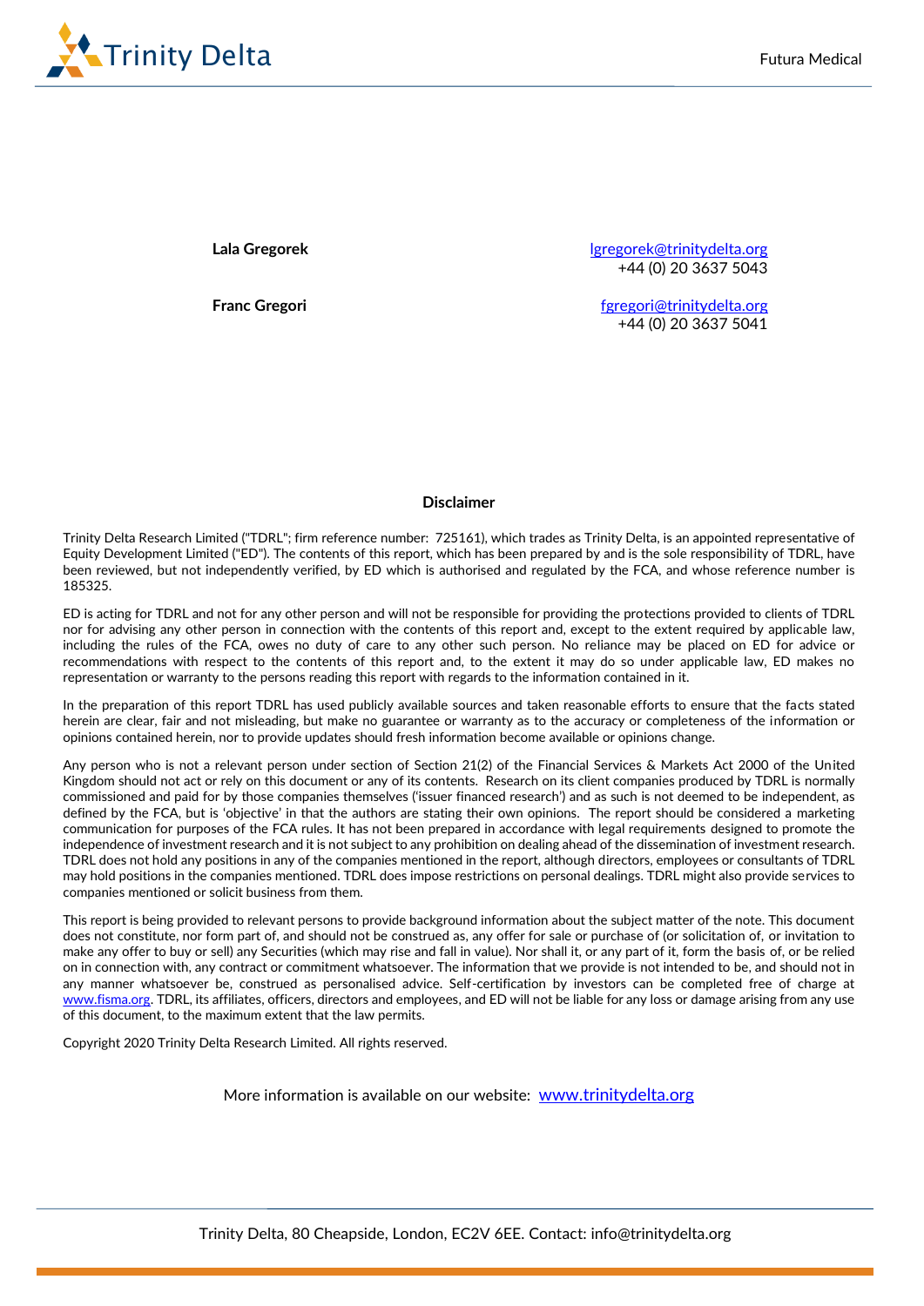**Lala Gregorek** lgregorek@trinitydelta.org
+44 (0) 20 3637 5043

**Franc Gregori** fgregori@trinitydelta.org
+44 (0) 20 3637 5041

## Disclaimer

Trinity Delta Research Limited ("TDRL"; firm reference number: 725161), which trades as Trinity Delta, is an appointed representative of Equity Development Limited ("ED"). The contents of this report, which has been prepared by and is the sole responsibility of TDRL, have been reviewed, but not independently verified, by ED which is authorised and regulated by the FCA, and whose reference number is 185325.

ED is acting for TDRL and not for any other person and will not be responsible for providing the protections provided to clients of TDRL nor for advising any other person in connection with the contents of this report and, except to the extent required by applicable law, including the rules of the FCA, owes no duty of care to any other such person. No reliance may be placed on ED for advice or recommendations with respect to the contents of this report and, to the extent it may do so under applicable law, ED makes no representation or warranty to the persons reading this report with regards to the information contained in it.

In the preparation of this report TDRL has used publicly available sources and taken reasonable efforts to ensure that the facts stated herein are clear, fair and not misleading, but make no guarantee or warranty as to the accuracy or completeness of the information or opinions contained herein, nor to provide updates should fresh information become available or opinions change.

Any person who is not a relevant person under section of Section 21(2) of the Financial Services & Markets Act 2000 of the United Kingdom should not act or rely on this document or any of its contents. Research on its client companies produced by TDRL is normally commissioned and paid for by those companies themselves ('issuer financed research') and as such is not deemed to be independent, as defined by the FCA, but is 'objective' in that the authors are stating their own opinions. The report should be considered a marketing communication for purposes of the FCA rules. It has not been prepared in accordance with legal requirements designed to promote the independence of investment research and it is not subject to any prohibition on dealing ahead of the dissemination of investment research. TDRL does not hold any positions in any of the companies mentioned in the report, although directors, employees or consultants of TDRL may hold positions in the companies mentioned. TDRL does impose restrictions on personal dealings. TDRL might also provide services to companies mentioned or solicit business from them.

This report is being provided to relevant persons to provide background information about the subject matter of the note. This document does not constitute, nor form part of, and should not be construed as, any offer for sale or purchase of (or solicitation of, or invitation to make any offer to buy or sell) any Securities (which may rise and fall in value). Nor shall it, or any part of it, form the basis of, or be relied on in connection with, any contract or commitment whatsoever. The information that we provide is not intended to be, and should not in any manner whatsoever be, construed as personalised advice. Self-certification by investors can be completed free of charge at www.fisma.org. TDRL, its affiliates, officers, directors and employees, and ED will not be liable for any loss or damage arising from any use of this document, to the maximum extent that the law permits.

Copyright 2020 Trinity Delta Research Limited. All rights reserved.

More information is available on our website: www.trinitydelta.org

Trinity Delta, 80 Cheapside, London, EC2V 6EE. Contact: info@trinitydelta.org